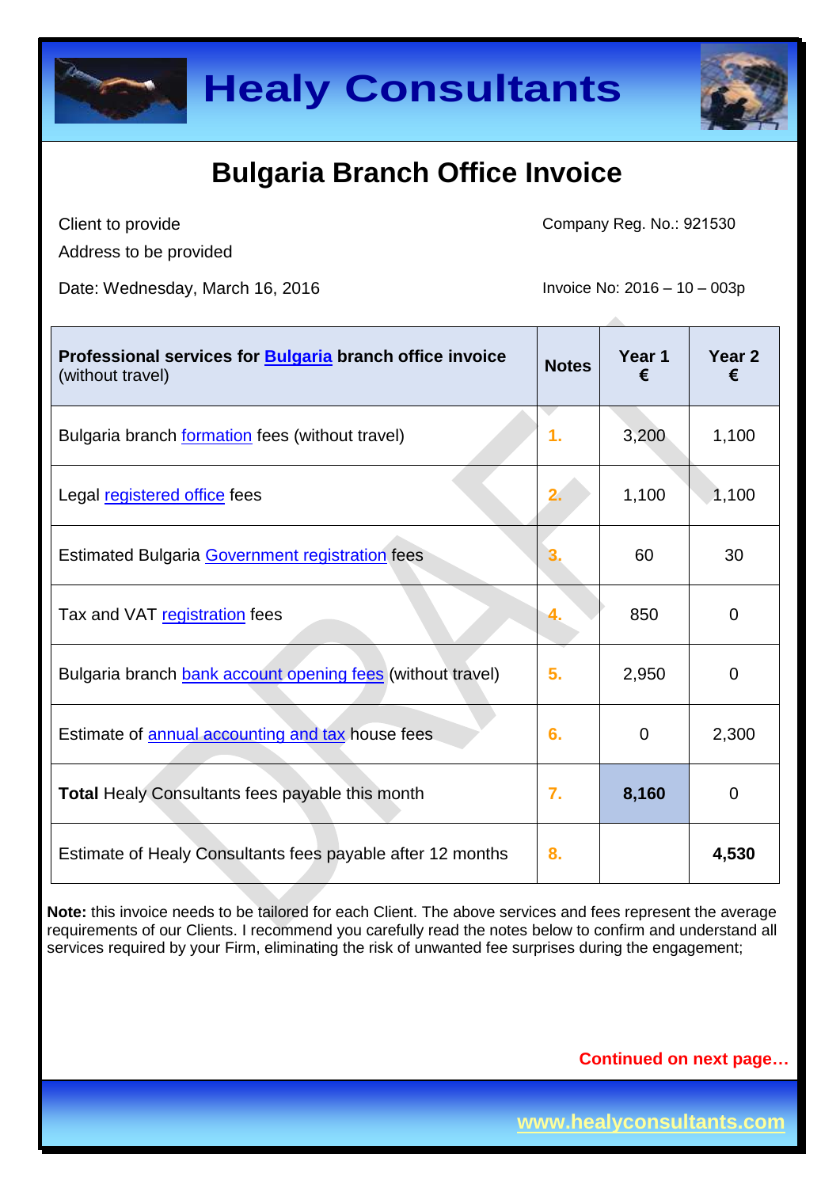# Healy Consultants

## Bulgaria Branch Office Invoice

Client to provide
Address to be provided

Company Reg. No.: 921530

Date: Wednesday, March 16, 2016

Invoice No: 2016 – 10 – 003p

| **Professional services for Bulgaria branch office invoice** (without travel) | **Notes** | **Year 1 €** | **Year 2 €** |
|---|---|---|---|
| Bulgaria branch formation fees (without travel) | 1. | 3,200 | 1,100 |
| Legal registered office fees | 2. | 1,100 | 1,100 |
| Estimated Bulgaria Government registration fees | 3. | 60 | 30 |
| Tax and VAT registration fees | 4. | 850 | 0 |
| Bulgaria branch bank account opening fees (without travel) | 5. | 2,950 | 0 |
| Estimate of annual accounting and tax house fees | 6. | 0 | 2,300 |
| **Total** Healy Consultants fees payable this month | 7. | **8,160** | 0 |
| Estimate of Healy Consultants fees payable after 12 months | 8. | | **4,530** |

**Note:** this invoice needs to be tailored for each Client. The above services and fees represent the average requirements of our Clients. I recommend you carefully read the notes below to confirm and understand all services required by your Firm, eliminating the risk of unwanted fee surprises during the engagement;

**Continued on next page…**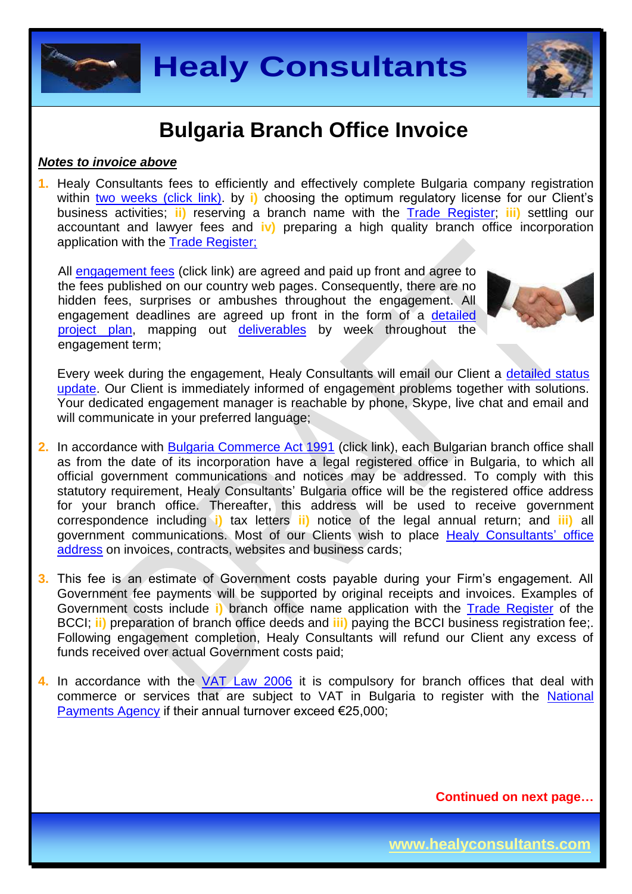# Bulgaria Branch Office Invoice

***Notes to invoice above***

1. Healy Consultants fees to efficiently and effectively complete Bulgaria company registration within two weeks (click link). by **i)** choosing the optimum regulatory license for our Client's business activities; **ii)** reserving a branch name with the Trade Register; **iii)** settling our accountant and lawyer fees and **iv)** preparing a high quality branch office incorporation application with the Trade Register;

   All engagement fees (click link) are agreed and paid up front and agree to the fees published on our country web pages. Consequently, there are no hidden fees, surprises or ambushes throughout the engagement. All engagement deadlines are agreed up front in the form of a detailed project plan, mapping out deliverables by week throughout the engagement term;

   Every week during the engagement, Healy Consultants will email our Client a detailed status update. Our Client is immediately informed of engagement problems together with solutions. Your dedicated engagement manager is reachable by phone, Skype, live chat and email and will communicate in your preferred language;

2. In accordance with Bulgaria Commerce Act 1991 (click link), each Bulgarian branch office shall as from the date of its incorporation have a legal registered office in Bulgaria, to which all official government communications and notices may be addressed. To comply with this statutory requirement, Healy Consultants' Bulgaria office will be the registered office address for your branch office. Thereafter, this address will be used to receive government correspondence including **i)** tax letters **ii)** notice of the legal annual return; and **iii)** all government communications. Most of our Clients wish to place Healy Consultants' office address on invoices, contracts, websites and business cards;

3. This fee is an estimate of Government costs payable during your Firm's engagement. All Government fee payments will be supported by original receipts and invoices. Examples of Government costs include **i)** branch office name application with the Trade Register of the BCCI; **ii)** preparation of branch office deeds and **iii)** paying the BCCI business registration fee;. Following engagement completion, Healy Consultants will refund our Client any excess of funds received over actual Government costs paid;

4. In accordance with the VAT Law 2006 it is compulsory for branch offices that deal with commerce or services that are subject to VAT in Bulgaria to register with the National Payments Agency if their annual turnover exceed €25,000;

**Continued on next page…**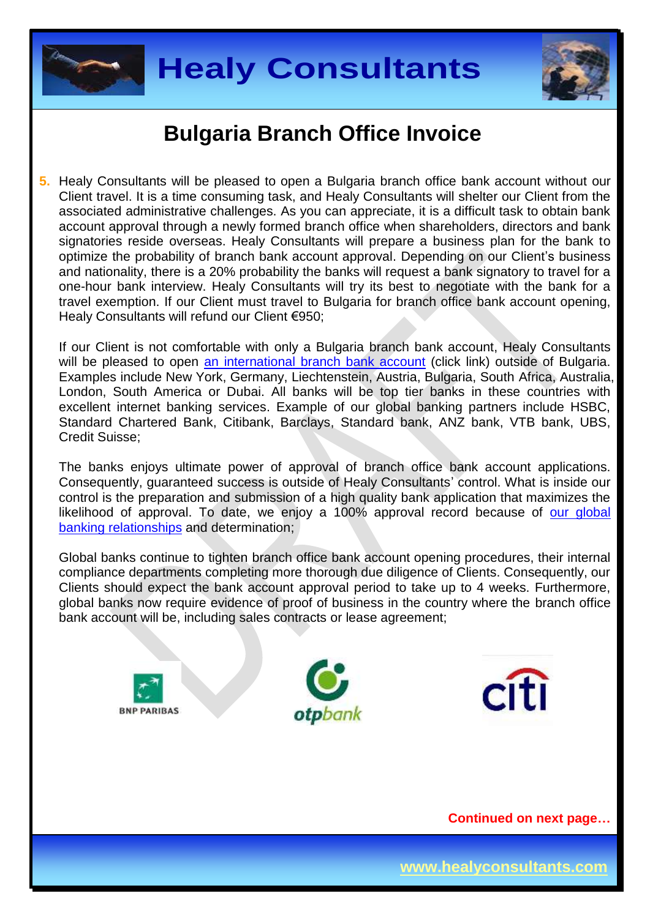# Bulgaria Branch Office Invoice

5. Healy Consultants will be pleased to open a Bulgaria branch office bank account without our Client travel. It is a time consuming task, and Healy Consultants will shelter our Client from the associated administrative challenges. As you can appreciate, it is a difficult task to obtain bank account approval through a newly formed branch office when shareholders, directors and bank signatories reside overseas. Healy Consultants will prepare a business plan for the bank to optimize the probability of branch bank account approval. Depending on our Client's business and nationality, there is a 20% probability the banks will request a bank signatory to travel for a one-hour bank interview. Healy Consultants will try its best to negotiate with the bank for a travel exemption. If our Client must travel to Bulgaria for branch office bank account opening, Healy Consultants will refund our Client €950;

   If our Client is not comfortable with only a Bulgaria branch bank account, Healy Consultants will be pleased to open an international branch bank account (click link) outside of Bulgaria. Examples include New York, Germany, Liechtenstein, Austria, Bulgaria, South Africa, Australia, London, South America or Dubai. All banks will be top tier banks in these countries with excellent internet banking services. Example of our global banking partners include HSBC, Standard Chartered Bank, Citibank, Barclays, Standard bank, ANZ bank, VTB bank, UBS, Credit Suisse;

   The banks enjoys ultimate power of approval of branch office bank account applications. Consequently, guaranteed success is outside of Healy Consultants' control. What is inside our control is the preparation and submission of a high quality bank application that maximizes the likelihood of approval. To date, we enjoy a 100% approval record because of our global banking relationships and determination;

   Global banks continue to tighten branch office bank account opening procedures, their internal compliance departments completing more thorough due diligence of Clients. Consequently, our Clients should expect the bank account approval period to take up to 4 weeks. Furthermore, global banks now require evidence of proof of business in the country where the branch office bank account will be, including sales contracts or lease agreement;

BNP PARIBAS otpbank citi

**Continued on next page…**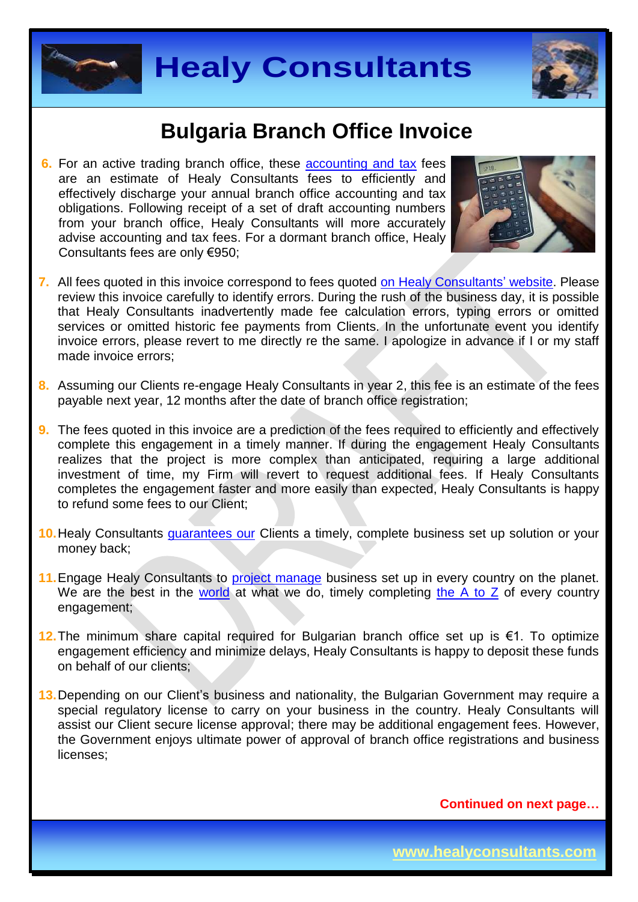# Bulgaria Branch Office Invoice

6. For an active trading branch office, these accounting and tax fees are an estimate of Healy Consultants fees to efficiently and effectively discharge your annual branch office accounting and tax obligations. Following receipt of a set of draft accounting numbers from your branch office, Healy Consultants will more accurately advise accounting and tax fees. For a dormant branch office, Healy Consultants fees are only €950;

7. All fees quoted in this invoice correspond to fees quoted on Healy Consultants' website. Please review this invoice carefully to identify errors. During the rush of the business day, it is possible that Healy Consultants inadvertently made fee calculation errors, typing errors or omitted services or omitted historic fee payments from Clients. In the unfortunate event you identify invoice errors, please revert to me directly re the same. I apologize in advance if I or my staff made invoice errors;

8. Assuming our Clients re-engage Healy Consultants in year 2, this fee is an estimate of the fees payable next year, 12 months after the date of branch office registration;

9. The fees quoted in this invoice are a prediction of the fees required to efficiently and effectively complete this engagement in a timely manner. If during the engagement Healy Consultants realizes that the project is more complex than anticipated, requiring a large additional investment of time, my Firm will revert to request additional fees. If Healy Consultants completes the engagement faster and more easily than expected, Healy Consultants is happy to refund some fees to our Client;

10. Healy Consultants guarantees our Clients a timely, complete business set up solution or your money back;

11. Engage Healy Consultants to project manage business set up in every country on the planet. We are the best in the world at what we do, timely completing the A to Z of every country engagement;

12. The minimum share capital required for Bulgarian branch office set up is €1. To optimize engagement efficiency and minimize delays, Healy Consultants is happy to deposit these funds on behalf of our clients;

13. Depending on our Client's business and nationality, the Bulgarian Government may require a special regulatory license to carry on your business in the country. Healy Consultants will assist our Client secure license approval; there may be additional engagement fees. However, the Government enjoys ultimate power of approval of branch office registrations and business licenses;

**Continued on next page…**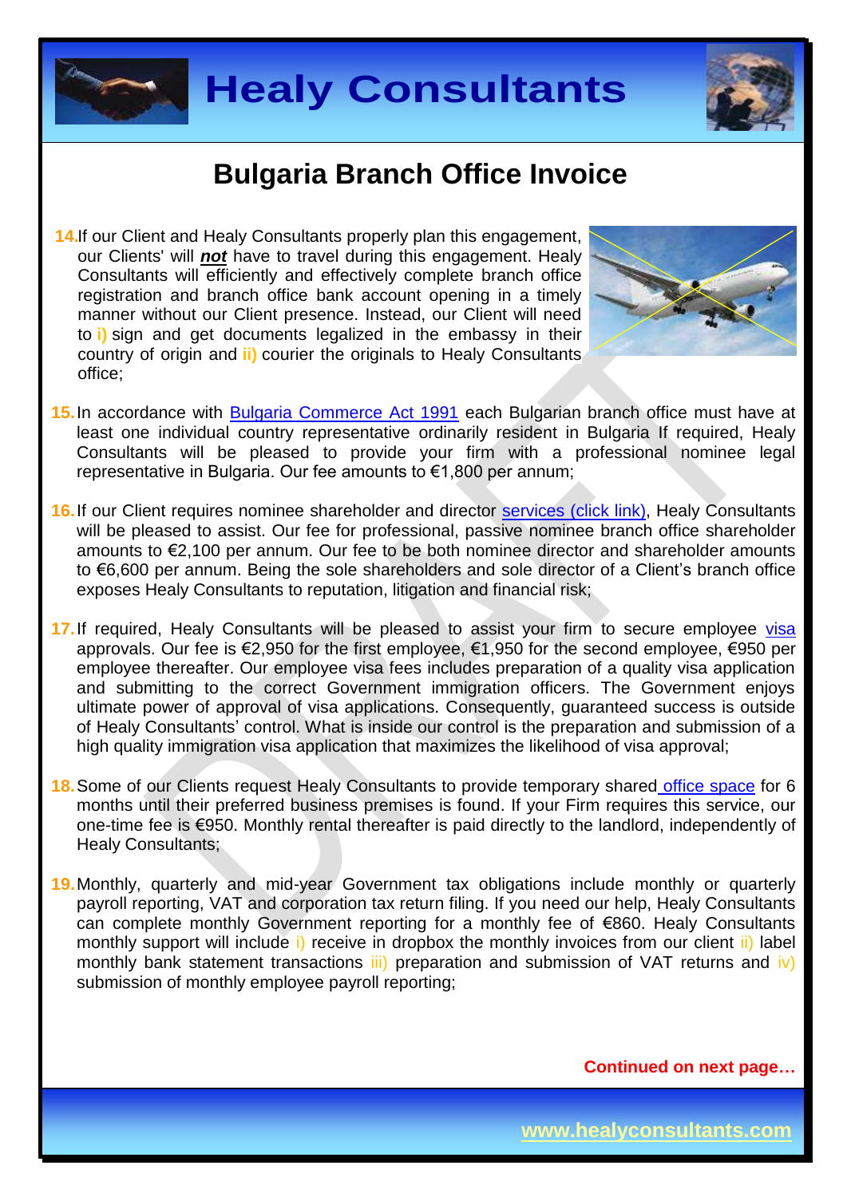# Bulgaria Branch Office Invoice

14. If our Client and Healy Consultants properly plan this engagement, our Clients' will ***not*** have to travel during this engagement. Healy Consultants will efficiently and effectively complete branch office registration and branch office bank account opening in a timely manner without our Client presence. Instead, our Client will need to **i)** sign and get documents legalized in the embassy in their country of origin and **ii)** courier the originals to Healy Consultants office;

15. In accordance with Bulgaria Commerce Act 1991 each Bulgarian branch office must have at least one individual country representative ordinarily resident in Bulgaria If required, Healy Consultants will be pleased to provide your firm with a professional nominee legal representative in Bulgaria. Our fee amounts to €1,800 per annum;

16. If our Client requires nominee shareholder and director services (click link), Healy Consultants will be pleased to assist. Our fee for professional, passive nominee branch office shareholder amounts to €2,100 per annum. Our fee to be both nominee director and shareholder amounts to €6,600 per annum. Being the sole shareholders and sole director of a Client's branch office exposes Healy Consultants to reputation, litigation and financial risk;

17. If required, Healy Consultants will be pleased to assist your firm to secure employee visa approvals. Our fee is €2,950 for the first employee, €1,950 for the second employee, €950 per employee thereafter. Our employee visa fees includes preparation of a quality visa application and submitting to the correct Government immigration officers. The Government enjoys ultimate power of approval of visa applications. Consequently, guaranteed success is outside of Healy Consultants' control. What is inside our control is the preparation and submission of a high quality immigration visa application that maximizes the likelihood of visa approval;

18. Some of our Clients request Healy Consultants to provide temporary shared office space for 6 months until their preferred business premises is found. If your Firm requires this service, our one-time fee is €950. Monthly rental thereafter is paid directly to the landlord, independently of Healy Consultants;

19. Monthly, quarterly and mid-year Government tax obligations include monthly or quarterly payroll reporting, VAT and corporation tax return filing. If you need our help, Healy Consultants can complete monthly Government reporting for a monthly fee of €860. Healy Consultants monthly support will include i) receive in dropbox the monthly invoices from our client ii) label monthly bank statement transactions iii) preparation and submission of VAT returns and iv) submission of monthly employee payroll reporting;

**Continued on next page…**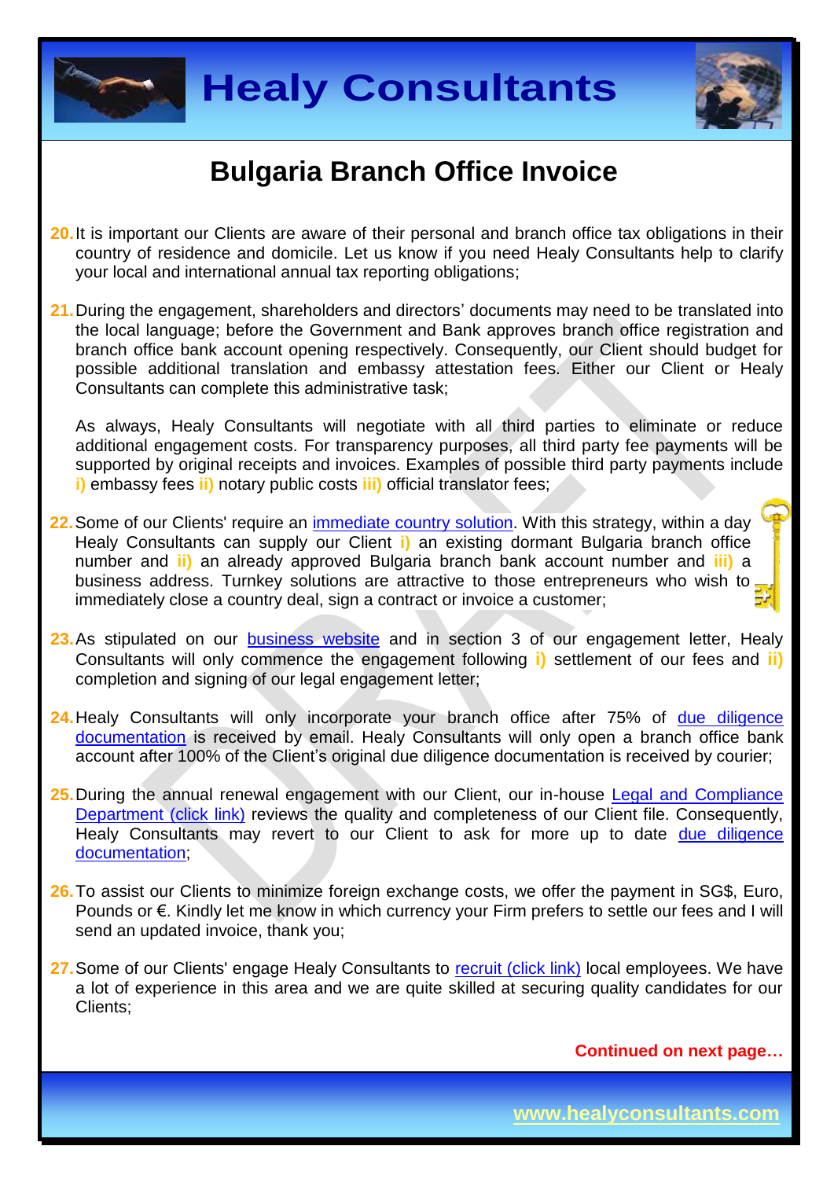# Bulgaria Branch Office Invoice

20. It is important our Clients are aware of their personal and branch office tax obligations in their country of residence and domicile. Let us know if you need Healy Consultants help to clarify your local and international annual tax reporting obligations;

21. During the engagement, shareholders and directors' documents may need to be translated into the local language; before the Government and Bank approves branch office registration and branch office bank account opening respectively. Consequently, our Client should budget for possible additional translation and embassy attestation fees. Either our Client or Healy Consultants can complete this administrative task;

    As always, Healy Consultants will negotiate with all third parties to eliminate or reduce additional engagement costs. For transparency purposes, all third party fee payments will be supported by original receipts and invoices. Examples of possible third party payments include **i)** embassy fees **ii)** notary public costs **iii)** official translator fees;

22. Some of our Clients' require an [immediate country solution](). With this strategy, within a day Healy Consultants can supply our Client **i)** an existing dormant Bulgaria branch office number and **ii)** an already approved Bulgaria branch bank account number and **iii)** a business address. Turnkey solutions are attractive to those entrepreneurs who wish to immediately close a country deal, sign a contract or invoice a customer;

23. As stipulated on our [business website]() and in section 3 of our engagement letter, Healy Consultants will only commence the engagement following **i)** settlement of our fees and **ii)** completion and signing of our legal engagement letter;

24. Healy Consultants will only incorporate your branch office after 75% of [due diligence documentation]() is received by email. Healy Consultants will only open a branch office bank account after 100% of the Client's original due diligence documentation is received by courier;

25. During the annual renewal engagement with our Client, our in-house [Legal and Compliance Department (click link)]() reviews the quality and completeness of our Client file. Consequently, Healy Consultants may revert to our Client to ask for more up to date [due diligence documentation]();

26. To assist our Clients to minimize foreign exchange costs, we offer the payment in SG$, Euro, Pounds or €. Kindly let me know in which currency your Firm prefers to settle our fees and I will send an updated invoice, thank you;

27. Some of our Clients' engage Healy Consultants to [recruit (click link)]() local employees. We have a lot of experience in this area and we are quite skilled at securing quality candidates for our Clients;

**Continued on next page…**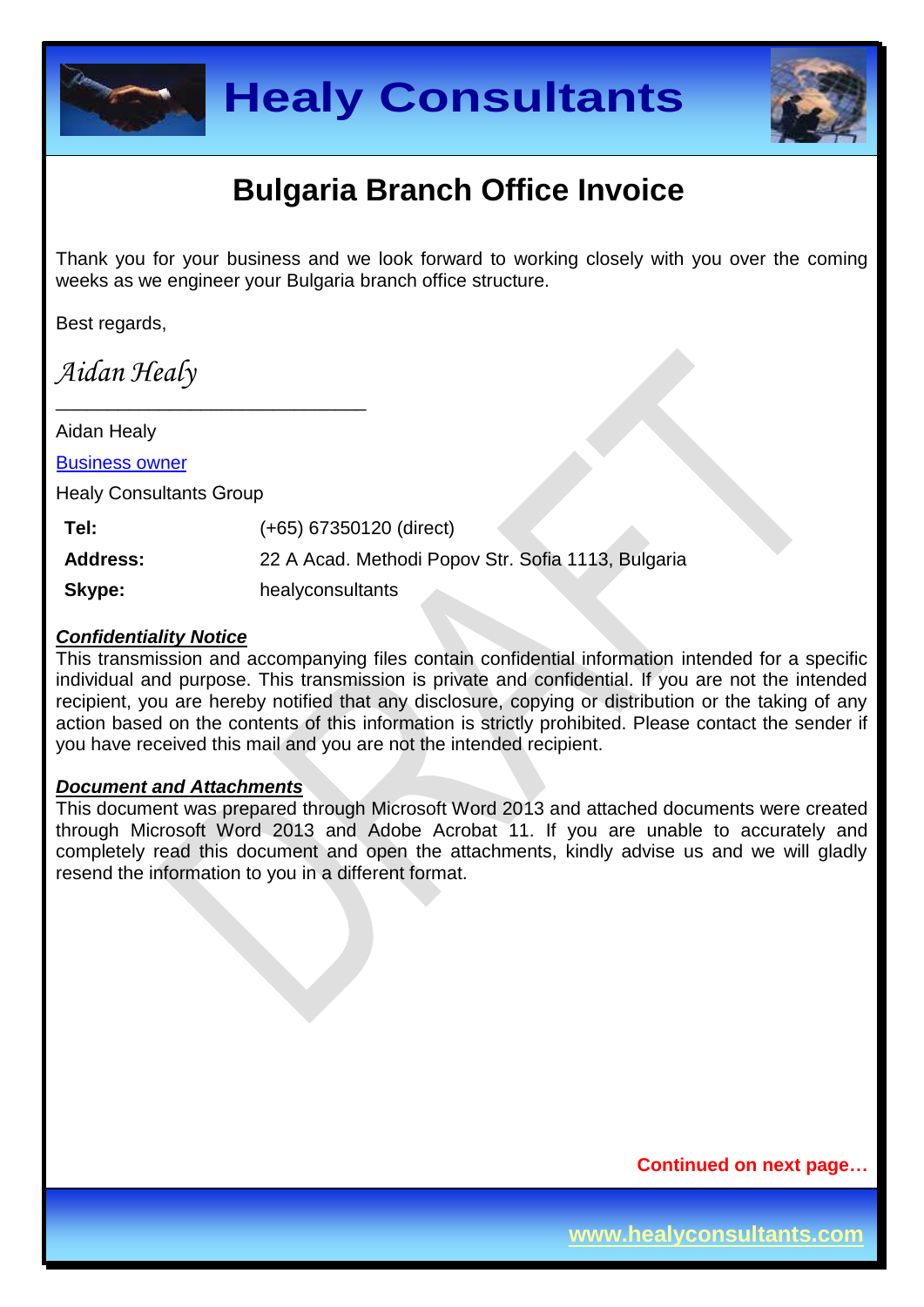# Bulgaria Branch Office Invoice

Thank you for your business and we look forward to working closely with you over the coming weeks as we engineer your Bulgaria branch office structure.

Best regards,

*Aidan Healy*

\_\_\_\_\_\_\_\_\_\_\_\_\_\_\_\_\_\_\_\_\_\_\_\_\_\_\_\_\_\_

Aidan Healy

[Business owner]

Healy Consultants Group

| | |
|---|---|
| **Tel:** | (+65) 67350120 (direct) |
| **Address:** | 22 A Acad. Methodi Popov Str. Sofia 1113, Bulgaria |
| **Skype:** | healyconsultants |

***Confidentiality Notice***

This transmission and accompanying files contain confidential information intended for a specific individual and purpose. This transmission is private and confidential. If you are not the intended recipient, you are hereby notified that any disclosure, copying or distribution or the taking of any action based on the contents of this information is strictly prohibited. Please contact the sender if you have received this mail and you are not the intended recipient.

***Document and Attachments***

This document was prepared through Microsoft Word 2013 and attached documents were created through Microsoft Word 2013 and Adobe Acrobat 11. If you are unable to accurately and completely read this document and open the attachments, kindly advise us and we will gladly resend the information to you in a different format.

**Continued on next page…**